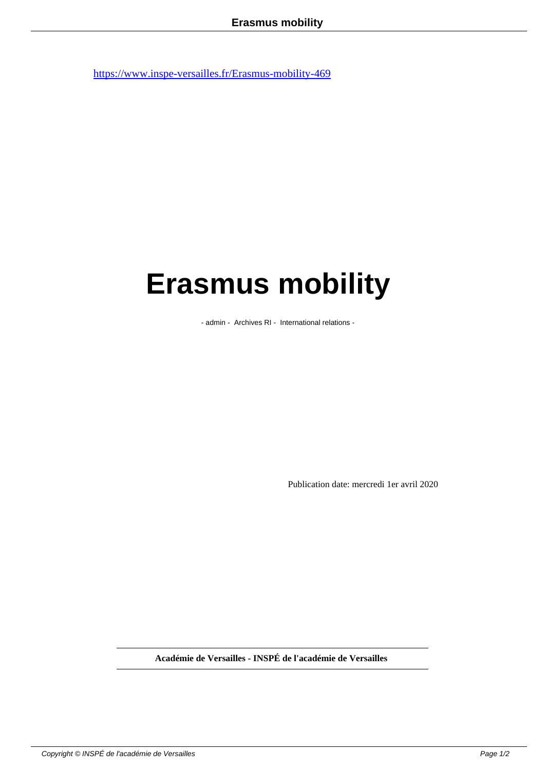https://www.inspe-versailles.fr/Erasmus-mobility-469

# Erasmus mobility

- admin - Archives RI - International relations -

Publication date: mercredi 1er avril 2020

**Académie de Versailles - INSPÉ de l'académie de Versailles**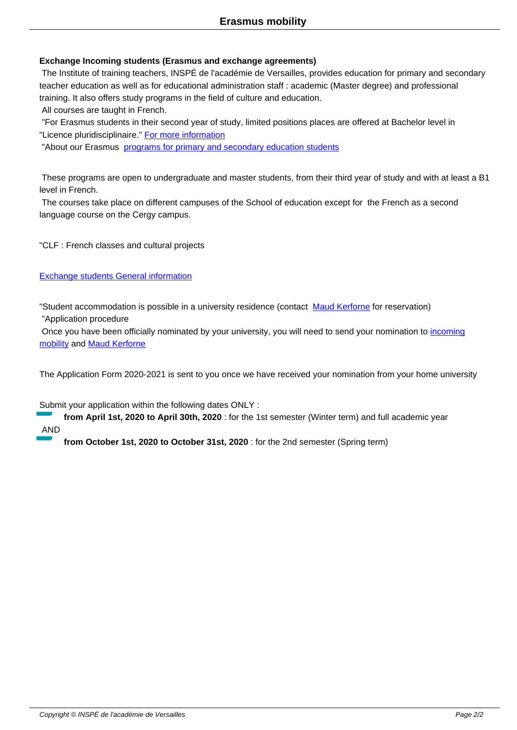**Exchange Incoming students (Erasmus and exchange agreements)**

The Institute of training teachers, INSPÉ de l'académie de Versailles, provides education for primary and secondary teacher education as well as for educational administration staff : academic (Master degree) and professional training. It also offers study programs in the field of culture and education.

All courses are taught in French.

"For Erasmus students in their second year of study, limited positions places are offered at Bachelor level in "Licence pluridisciplinaire." For more information

"About our Erasmus programs for primary and secondary education students

These programs are open to undergraduate and master students, from their third year of study and with at least a B1 level in French.

The courses take place on different campuses of the School of education except for the French as a second language course on the Cergy campus.

"CLF : French classes and cultural projects

Exchange students General information

"Student accommodation is possible in a university residence (contact Maud Kerforne for reservation)

"Application procedure

Once you have been officially nominated by your university, you will need to send your nomination to incoming mobility and Maud Kerforne

The Application Form 2020-2021 is sent to you once we have received your nomination from your home university

Submit your application within the following dates ONLY :

- **from April 1st, 2020 to April 30th, 2020** : for the 1st semester (Winter term) and full academic year

AND

- **from October 1st, 2020 to October 31st, 2020** : for the 2nd semester (Spring term)